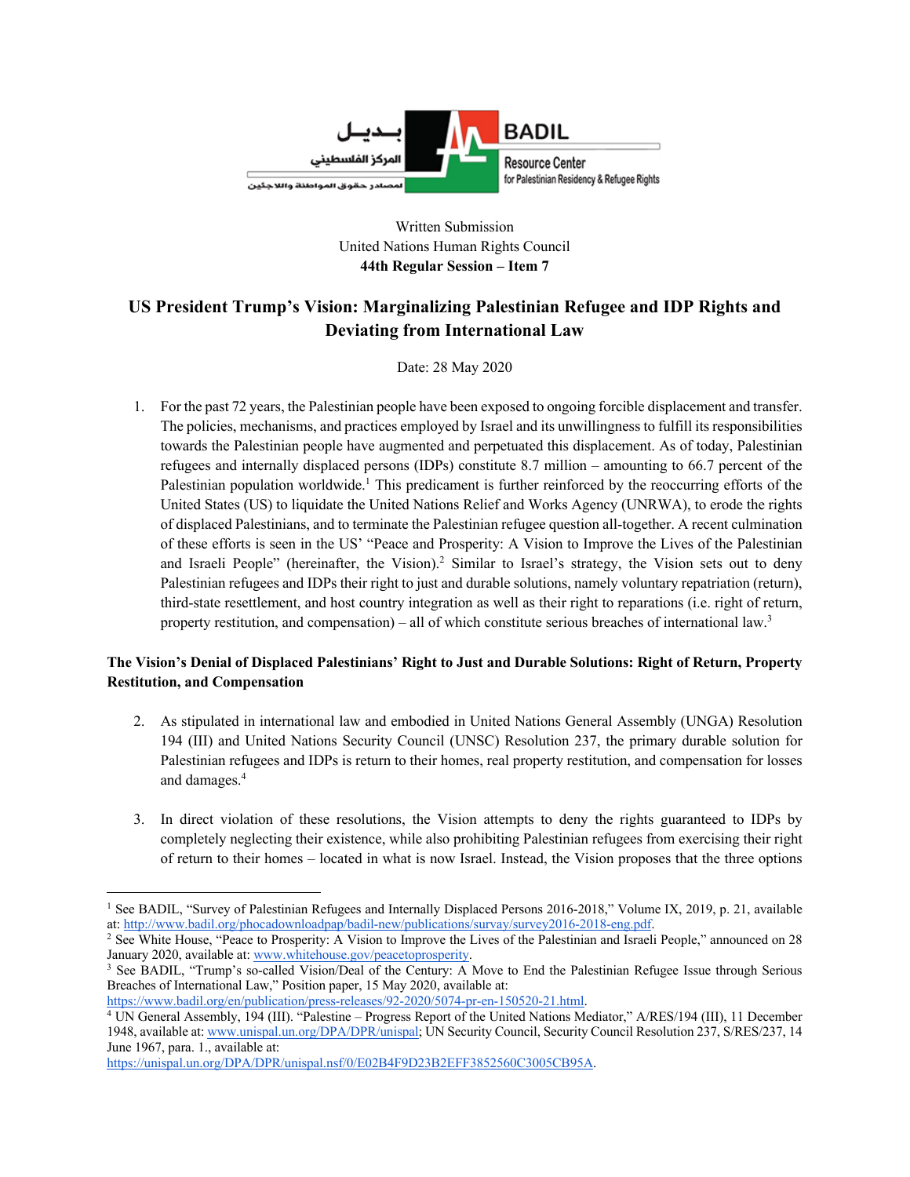Written Submission
United Nations Human Rights Council
**44th Regular Session – Item 7**

# US President Trump's Vision: Marginalizing Palestinian Refugee and IDP Rights and Deviating from International Law

Date: 28 May 2020

1. For the past 72 years, the Palestinian people have been exposed to ongoing forcible displacement and transfer. The policies, mechanisms, and practices employed by Israel and its unwillingness to fulfill its responsibilities towards the Palestinian people have augmented and perpetuated this displacement. As of today, Palestinian refugees and internally displaced persons (IDPs) constitute 8.7 million – amounting to 66.7 percent of the Palestinian population worldwide.[1] This predicament is further reinforced by the reoccurring efforts of the United States (US) to liquidate the United Nations Relief and Works Agency (UNRWA), to erode the rights of displaced Palestinians, and to terminate the Palestinian refugee question all-together. A recent culmination of these efforts is seen in the US' "Peace and Prosperity: A Vision to Improve the Lives of the Palestinian and Israeli People" (hereinafter, the Vision).[2] Similar to Israel's strategy, the Vision sets out to deny Palestinian refugees and IDPs their right to just and durable solutions, namely voluntary repatriation (return), third-state resettlement, and host country integration as well as their right to reparations (i.e. right of return, property restitution, and compensation) – all of which constitute serious breaches of international law.[3]

**The Vision's Denial of Displaced Palestinians' Right to Just and Durable Solutions: Right of Return, Property Restitution, and Compensation**

2. As stipulated in international law and embodied in United Nations General Assembly (UNGA) Resolution 194 (III) and United Nations Security Council (UNSC) Resolution 237, the primary durable solution for Palestinian refugees and IDPs is return to their homes, real property restitution, and compensation for losses and damages.[4]

3. In direct violation of these resolutions, the Vision attempts to deny the rights guaranteed to IDPs by completely neglecting their existence, while also prohibiting Palestinian refugees from exercising their right of return to their homes – located in what is now Israel. Instead, the Vision proposes that the three options

---

[1] See BADIL, "Survey of Palestinian Refugees and Internally Displaced Persons 2016-2018," Volume IX, 2019, p. 21, available at: http://www.badil.org/phocadownloadpap/badil-new/publications/survay/survey2016-2018-eng.pdf.

[2] See White House, "Peace to Prosperity: A Vision to Improve the Lives of the Palestinian and Israeli People," announced on 28 January 2020, available at: www.whitehouse.gov/peacetoprosperity.

[3] See BADIL, "Trump's so-called Vision/Deal of the Century: A Move to End the Palestinian Refugee Issue through Serious Breaches of International Law," Position paper, 15 May 2020, available at: https://www.badil.org/en/publication/press-releases/92-2020/5074-pr-en-150520-21.html.

[4] UN General Assembly, 194 (III). "Palestine – Progress Report of the United Nations Mediator," A/RES/194 (III), 11 December 1948, available at: www.unispal.un.org/DPA/DPR/unispal; UN Security Council, Security Council Resolution 237, S/RES/237, 14 June 1967, para. 1., available at: https://unispal.un.org/DPA/DPR/unispal.nsf/0/E02B4F9D23B2EFF3852560C3005CB95A.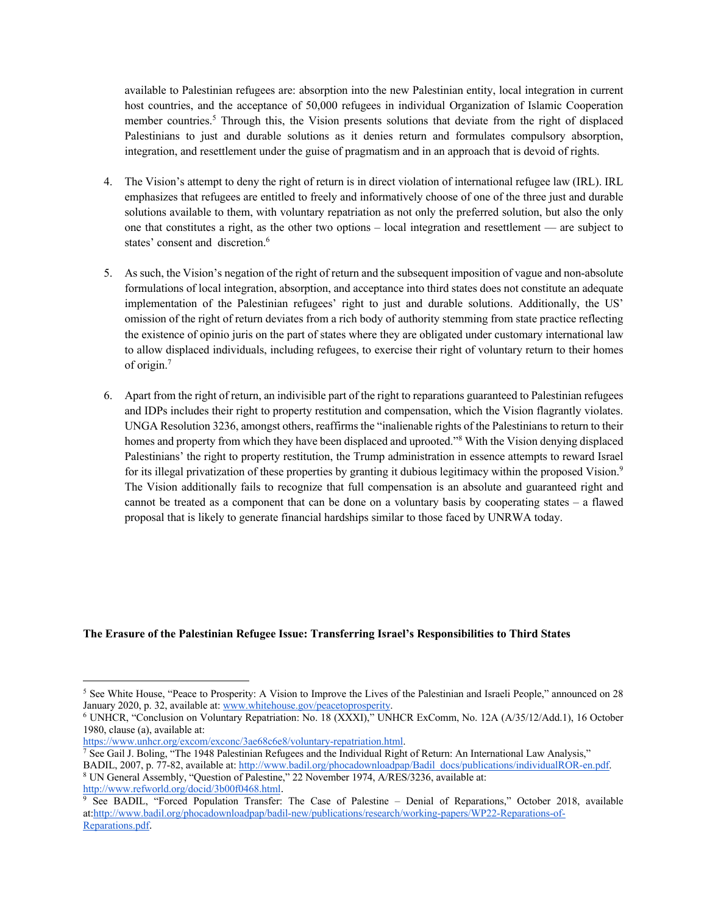available to Palestinian refugees are: absorption into the new Palestinian entity, local integration in current host countries, and the acceptance of 50,000 refugees in individual Organization of Islamic Cooperation member countries.[5] Through this, the Vision presents solutions that deviate from the right of displaced Palestinians to just and durable solutions as it denies return and formulates compulsory absorption, integration, and resettlement under the guise of pragmatism and in an approach that is devoid of rights.

4. The Vision's attempt to deny the right of return is in direct violation of international refugee law (IRL). IRL emphasizes that refugees are entitled to freely and informatively choose of one of the three just and durable solutions available to them, with voluntary repatriation as not only the preferred solution, but also the only one that constitutes a right, as the other two options – local integration and resettlement — are subject to states' consent and discretion.[6]

5. As such, the Vision's negation of the right of return and the subsequent imposition of vague and non-absolute formulations of local integration, absorption, and acceptance into third states does not constitute an adequate implementation of the Palestinian refugees' right to just and durable solutions. Additionally, the US' omission of the right of return deviates from a rich body of authority stemming from state practice reflecting the existence of opinio juris on the part of states where they are obligated under customary international law to allow displaced individuals, including refugees, to exercise their right of voluntary return to their homes of origin.[7]

6. Apart from the right of return, an indivisible part of the right to reparations guaranteed to Palestinian refugees and IDPs includes their right to property restitution and compensation, which the Vision flagrantly violates. UNGA Resolution 3236, amongst others, reaffirms the "inalienable rights of the Palestinians to return to their homes and property from which they have been displaced and uprooted."[8] With the Vision denying displaced Palestinians' the right to property restitution, the Trump administration in essence attempts to reward Israel for its illegal privatization of these properties by granting it dubious legitimacy within the proposed Vision.[9] The Vision additionally fails to recognize that full compensation is an absolute and guaranteed right and cannot be treated as a component that can be done on a voluntary basis by cooperating states – a flawed proposal that is likely to generate financial hardships similar to those faced by UNRWA today.

**The Erasure of the Palestinian Refugee Issue: Transferring Israel's Responsibilities to Third States**

---

[5] See White House, "Peace to Prosperity: A Vision to Improve the Lives of the Palestinian and Israeli People," announced on 28 January 2020, p. 32, available at: www.whitehouse.gov/peacetoprosperity.

[6] UNHCR, "Conclusion on Voluntary Repatriation: No. 18 (XXXI)," UNHCR ExComm, No. 12A (A/35/12/Add.1), 16 October 1980, clause (a), available at: https://www.unhcr.org/excom/exconc/3ae68c6e8/voluntary-repatriation.html.

[7] See Gail J. Boling, "The 1948 Palestinian Refugees and the Individual Right of Return: An International Law Analysis," BADIL, 2007, p. 77-82, available at: http://www.badil.org/phocadownloadpap/Badil_docs/publications/individualROR-en.pdf.

[8] UN General Assembly, "Question of Palestine," 22 November 1974, A/RES/3236, available at: http://www.refworld.org/docid/3b00f0468.html.

[9] See BADIL, "Forced Population Transfer: The Case of Palestine – Denial of Reparations," October 2018, available at: http://www.badil.org/phocadownloadpap/badil-new/publications/research/working-papers/WP22-Reparations-of-Reparations.pdf.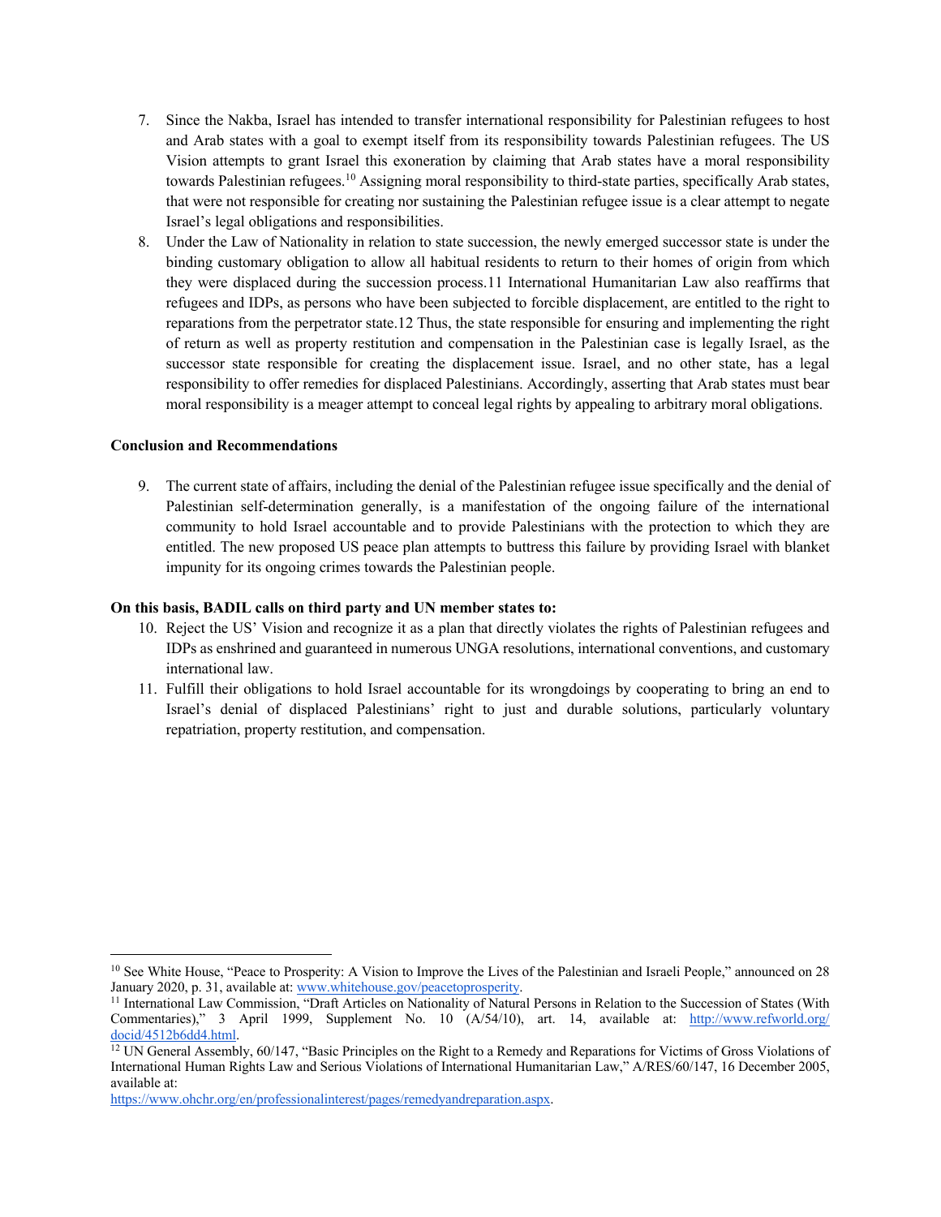7. Since the Nakba, Israel has intended to transfer international responsibility for Palestinian refugees to host and Arab states with a goal to exempt itself from its responsibility towards Palestinian refugees. The US Vision attempts to grant Israel this exoneration by claiming that Arab states have a moral responsibility towards Palestinian refugees.[10] Assigning moral responsibility to third-state parties, specifically Arab states, that were not responsible for creating nor sustaining the Palestinian refugee issue is a clear attempt to negate Israel's legal obligations and responsibilities.
8. Under the Law of Nationality in relation to state succession, the newly emerged successor state is under the binding customary obligation to allow all habitual residents to return to their homes of origin from which they were displaced during the succession process.11 International Humanitarian Law also reaffirms that refugees and IDPs, as persons who have been subjected to forcible displacement, are entitled to the right to reparations from the perpetrator state.12 Thus, the state responsible for ensuring and implementing the right of return as well as property restitution and compensation in the Palestinian case is legally Israel, as the successor state responsible for creating the displacement issue. Israel, and no other state, has a legal responsibility to offer remedies for displaced Palestinians. Accordingly, asserting that Arab states must bear moral responsibility is a meager attempt to conceal legal rights by appealing to arbitrary moral obligations.

**Conclusion and Recommendations**

9. The current state of affairs, including the denial of the Palestinian refugee issue specifically and the denial of Palestinian self-determination generally, is a manifestation of the ongoing failure of the international community to hold Israel accountable and to provide Palestinians with the protection to which they are entitled. The new proposed US peace plan attempts to buttress this failure by providing Israel with blanket impunity for its ongoing crimes towards the Palestinian people.

**On this basis, BADIL calls on third party and UN member states to:**

10. Reject the US' Vision and recognize it as a plan that directly violates the rights of Palestinian refugees and IDPs as enshrined and guaranteed in numerous UNGA resolutions, international conventions, and customary international law.
11. Fulfill their obligations to hold Israel accountable for its wrongdoings by cooperating to bring an end to Israel's denial of displaced Palestinians' right to just and durable solutions, particularly voluntary repatriation, property restitution, and compensation.

---

[10] See White House, "Peace to Prosperity: A Vision to Improve the Lives of the Palestinian and Israeli People," announced on 28 January 2020, p. 31, available at: www.whitehouse.gov/peacetoprosperity.

[11] International Law Commission, "Draft Articles on Nationality of Natural Persons in Relation to the Succession of States (With Commentaries)," 3 April 1999, Supplement No. 10 (A/54/10), art. 14, available at: http://www.refworld.org/docid/4512b6dd4.html.

[12] UN General Assembly, 60/147, "Basic Principles on the Right to a Remedy and Reparations for Victims of Gross Violations of International Human Rights Law and Serious Violations of International Humanitarian Law," A/RES/60/147, 16 December 2005, available at: https://www.ohchr.org/en/professionalinterest/pages/remedyandreparation.aspx.